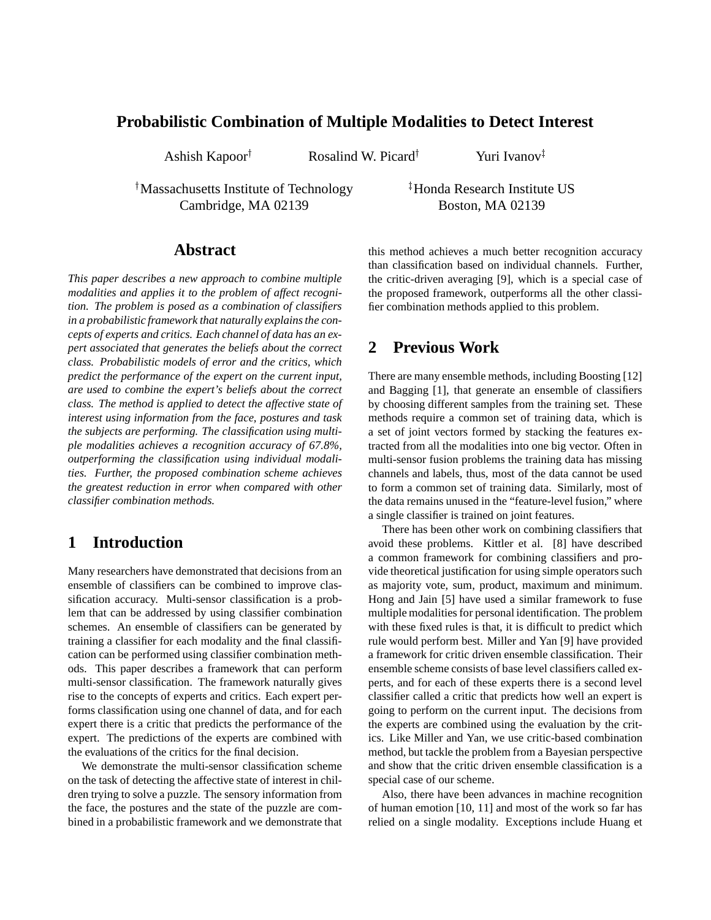# Probabilistic Combination of Multiple Modalities to Detect Interest

Ashish Kapoor[†] Rosalind W. Picard[†] Yuri Ivanov[‡]

[†]Massachusetts Institute of Technology
Cambridge, MA 02139

[‡]Honda Research Institute US
Boston, MA 02139

## Abstract

*This paper describes a new approach to combine multiple modalities and applies it to the problem of affect recognition. The problem is posed as a combination of classifiers in a probabilistic framework that naturally explains the concepts of experts and critics. Each channel of data has an expert associated that generates the beliefs about the correct class. Probabilistic models of error and the critics, which predict the performance of the expert on the current input, are used to combine the expert's beliefs about the correct class. The method is applied to detect the affective state of interest using information from the face, postures and task the subjects are performing. The classification using multiple modalities achieves a recognition accuracy of 67.8%, outperforming the classification using individual modalities. Further, the proposed combination scheme achieves the greatest reduction in error when compared with other classifier combination methods.*

## 1 Introduction

Many researchers have demonstrated that decisions from an ensemble of classifiers can be combined to improve classification accuracy. Multi-sensor classification is a problem that can be addressed by using classifier combination schemes. An ensemble of classifiers can be generated by training a classifier for each modality and the final classification can be performed using classifier combination methods. This paper describes a framework that can perform multi-sensor classification. The framework naturally gives rise to the concepts of experts and critics. Each expert performs classification using one channel of data, and for each expert there is a critic that predicts the performance of the expert. The predictions of the experts are combined with the evaluations of the critics for the final decision.

We demonstrate the multi-sensor classification scheme on the task of detecting the affective state of interest in children trying to solve a puzzle. The sensory information from the face, the postures and the state of the puzzle are combined in a probabilistic framework and we demonstrate that this method achieves a much better recognition accuracy than classification based on individual channels. Further, the critic-driven averaging [9], which is a special case of the proposed framework, outperforms all the other classifier combination methods applied to this problem.

## 2 Previous Work

There are many ensemble methods, including Boosting [12] and Bagging [1], that generate an ensemble of classifiers by choosing different samples from the training set. These methods require a common set of training data, which is a set of joint vectors formed by stacking the features extracted from all the modalities into one big vector. Often in multi-sensor fusion problems the training data has missing channels and labels, thus, most of the data cannot be used to form a common set of training data. Similarly, most of the data remains unused in the "feature-level fusion," where a single classifier is trained on joint features.

There has been other work on combining classifiers that avoid these problems. Kittler et al. [8] have described a common framework for combining classifiers and provide theoretical justification for using simple operators such as majority vote, sum, product, maximum and minimum. Hong and Jain [5] have used a similar framework to fuse multiple modalities for personal identification. The problem with these fixed rules is that, it is difficult to predict which rule would perform best. Miller and Yan [9] have provided a framework for critic driven ensemble classification. Their ensemble scheme consists of base level classifiers called experts, and for each of these experts there is a second level classifier called a critic that predicts how well an expert is going to perform on the current input. The decisions from the experts are combined using the evaluation by the critics. Like Miller and Yan, we use critic-based combination method, but tackle the problem from a Bayesian perspective and show that the critic driven ensemble classification is a special case of our scheme.

Also, there have been advances in machine recognition of human emotion [10, 11] and most of the work so far has relied on a single modality. Exceptions include Huang et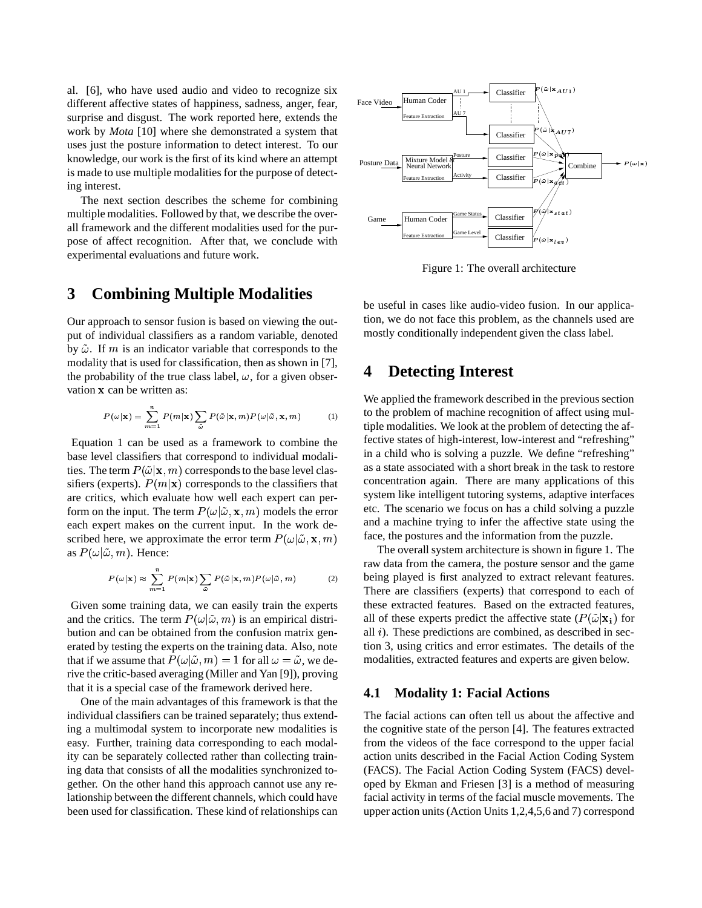al. [6], who have used audio and video to recognize six different affective states of happiness, sadness, anger, fear, surprise and disgust. The work reported here, extends the work by *Mota* [10] where she demonstrated a system that uses just the posture information to detect interest. To our knowledge, our work is the first of its kind where an attempt is made to use multiple modalities for the purpose of detecting interest.

The next section describes the scheme for combining multiple modalities. Followed by that, we describe the overall framework and the different modalities used for the purpose of affect recognition. After that, we conclude with experimental evaluations and future work.

# 3 Combining Multiple Modalities

Our approach to sensor fusion is based on viewing the output of individual classifiers as a random variable, denoted by $\tilde{\omega}$. If $m$ is an indicator variable that corresponds to the modality that is used for classification, then as shown in [7], the probability of the true class label, $\omega$, for a given observation $\mathbf{x}$ can be written as:

$$P(\omega|\mathbf{x}) = \sum_{m=1}^{n} P(m|\mathbf{x}) \sum_{\tilde{\omega}} P(\tilde{\omega}|\mathbf{x}, m) P(\omega|\tilde{\omega}, \mathbf{x}, m) \quad (1)$$

Equation 1 can be used as a framework to combine the base level classifiers that correspond to individual modalities. The term $P(\tilde{\omega}|\mathbf{x}, m)$ corresponds to the base level classifiers (experts). $P(m|\mathbf{x})$ corresponds to the classifiers that are critics, which evaluate how well each expert can perform on the input. The term $P(\omega|\tilde{\omega}, \mathbf{x}, m)$ models the error each expert makes on the current input. In the work described here, we approximate the error term $P(\omega|\tilde{\omega}, \mathbf{x}, m)$ as $P(\omega|\tilde{\omega}, m)$. Hence:

$$P(\omega|\mathbf{x}) \approx \sum_{m=1}^{n} P(m|\mathbf{x}) \sum_{\tilde{\omega}} P(\tilde{\omega}|\mathbf{x}, m) P(\omega|\tilde{\omega}, m) \quad (2)$$

Given some training data, we can easily train the experts and the critics. The term $P(\omega|\tilde{\omega}, m)$ is an empirical distribution and can be obtained from the confusion matrix generated by testing the experts on the training data. Also, note that if we assume that $P(\omega|\tilde{\omega}, m) = 1$ for all $\omega = \tilde{\omega}$, we derive the critic-based averaging (Miller and Yan [9]), proving that it is a special case of the framework derived here.

One of the main advantages of this framework is that the individual classifiers can be trained separately; thus extending a multimodal system to incorporate new modalities is easy. Further, training data corresponding to each modality can be separately collected rather than collecting training data that consists of all the modalities synchronized together. On the other hand this approach cannot use any relationship between the different channels, which could have been used for classification. These kind of relationships can be useful in cases like audio-video fusion. In our application, we do not face this problem, as the channels used are mostly conditionally independent given the class label.

Figure 1: The overall architecture

# 4 Detecting Interest

We applied the framework described in the previous section to the problem of machine recognition of affect using multiple modalities. We look at the problem of detecting the affective states of high-interest, low-interest and "refreshing" in a child who is solving a puzzle. We define "refreshing" as a state associated with a short break in the task to restore concentration again. There are many applications of this system like intelligent tutoring systems, adaptive interfaces etc. The scenario we focus on has a child solving a puzzle and a machine trying to infer the affective state using the face, the postures and the information from the puzzle.

The overall system architecture is shown in figure 1. The raw data from the camera, the posture sensor and the game being played is first analyzed to extract relevant features. There are classifiers (experts) that correspond to each of these extracted features. Based on the extracted features, all of these experts predict the affective state ($P(\tilde{\omega}|\mathbf{x_i})$ for all $i$). These predictions are combined, as described in section 3, using critics and error estimates. The details of the modalities, extracted features and experts are given below.

## 4.1 Modality 1: Facial Actions

The facial actions can often tell us about the affective and the cognitive state of the person [4]. The features extracted from the videos of the face correspond to the upper facial action units described in the Facial Action Coding System (FACS). The Facial Action Coding System (FACS) developed by Ekman and Friesen [3] is a method of measuring facial activity in terms of the facial muscle movements. The upper action units (Action Units 1,2,4,5,6 and 7) correspond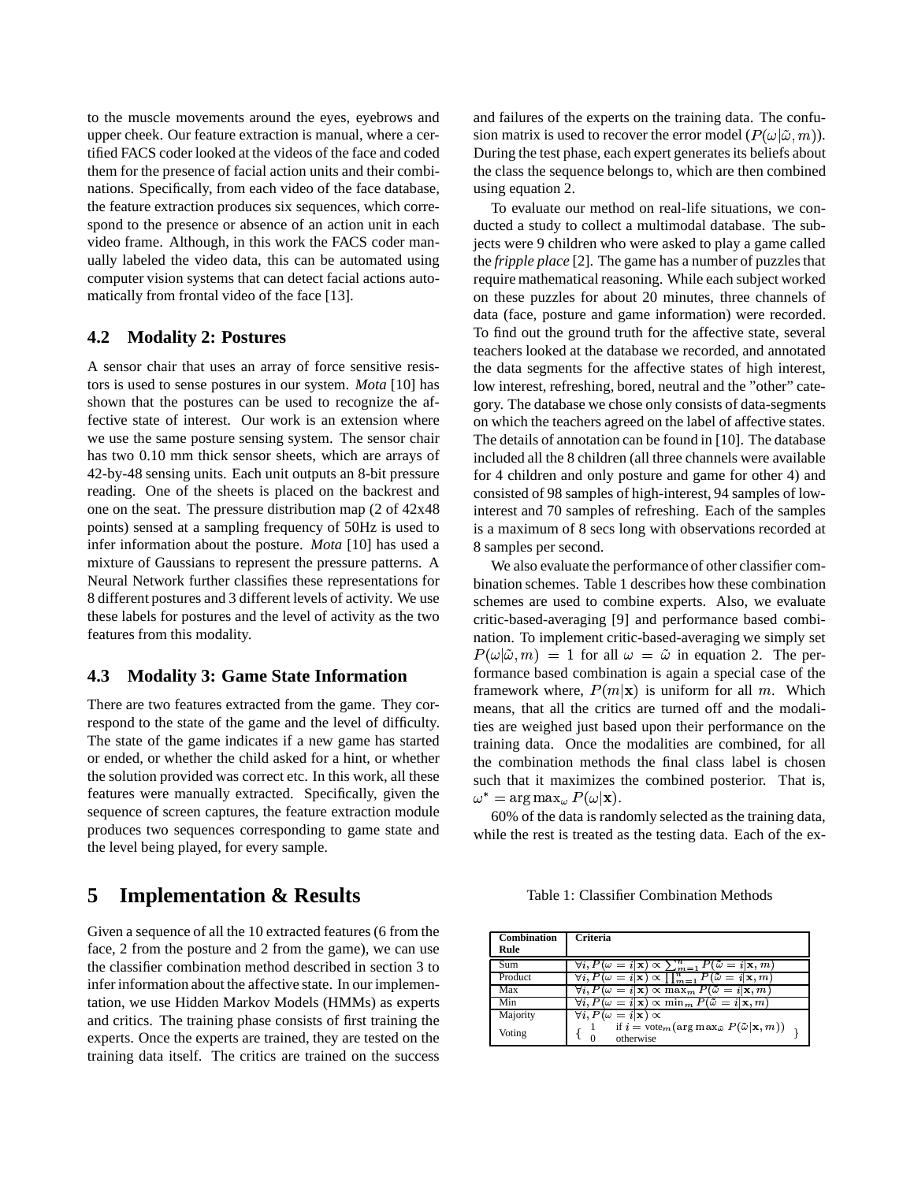to the muscle movements around the eyes, eyebrows and upper cheek. Our feature extraction is manual, where a certified FACS coder looked at the videos of the face and coded them for the presence of facial action units and their combinations. Specifically, from each video of the face database, the feature extraction produces six sequences, which correspond to the presence or absence of an action unit in each video frame. Although, in this work the FACS coder manually labeled the video data, this can be automated using computer vision systems that can detect facial actions automatically from frontal video of the face [13].

### 4.2 Modality 2: Postures

A sensor chair that uses an array of force sensitive resistors is used to sense postures in our system. *Mota* [10] has shown that the postures can be used to recognize the affective state of interest. Our work is an extension where we use the same posture sensing system. The sensor chair has two 0.10 mm thick sensor sheets, which are arrays of 42-by-48 sensing units. Each unit outputs an 8-bit pressure reading. One of the sheets is placed on the backrest and one on the seat. The pressure distribution map (2 of 42x48 points) sensed at a sampling frequency of 50Hz is used to infer information about the posture. *Mota* [10] has used a mixture of Gaussians to represent the pressure patterns. A Neural Network further classifies these representations for 8 different postures and 3 different levels of activity. We use these labels for postures and the level of activity as the two features from this modality.

### 4.3 Modality 3: Game State Information

There are two features extracted from the game. They correspond to the state of the game and the level of difficulty. The state of the game indicates if a new game has started or ended, or whether the child asked for a hint, or whether the solution provided was correct etc. In this work, all these features were manually extracted. Specifically, given the sequence of screen captures, the feature extraction module produces two sequences corresponding to game state and the level being played, for every sample.

## 5 Implementation & Results

Given a sequence of all the 10 extracted features (6 from the face, 2 from the posture and 2 from the game), we can use the classifier combination method described in section 3 to infer information about the affective state. In our implementation, we use Hidden Markov Models (HMMs) as experts and critics. The training phase consists of first training the experts. Once the experts are trained, they are tested on the training data itself. The critics are trained on the success and failures of the experts on the training data. The confusion matrix is used to recover the error model ($P(\omega|\tilde{\omega}, m)$). During the test phase, each expert generates its beliefs about the class the sequence belongs to, which are then combined using equation 2.

To evaluate our method on real-life situations, we conducted a study to collect a multimodal database. The subjects were 9 children who were asked to play a game called the *fripple place* [2]. The game has a number of puzzles that require mathematical reasoning. While each subject worked on these puzzles for about 20 minutes, three channels of data (face, posture and game information) were recorded. To find out the ground truth for the affective state, several teachers looked at the database we recorded, and annotated the data segments for the affective states of high interest, low interest, refreshing, bored, neutral and the "other" category. The database we chose only consists of data-segments on which the teachers agreed on the label of affective states. The details of annotation can be found in [10]. The database included all the 8 children (all three channels were available for 4 children and only posture and game for other 4) and consisted of 98 samples of high-interest, 94 samples of low-interest and 70 samples of refreshing. Each of the samples is a maximum of 8 secs long with observations recorded at 8 samples per second.

We also evaluate the performance of other classifier combination schemes. Table 1 describes how these combination schemes are used to combine experts. Also, we evaluate critic-based-averaging [9] and performance based combination. To implement critic-based-averaging we simply set $P(\omega|\tilde{\omega}, m) = 1$ for all $\omega = \tilde{\omega}$ in equation 2. The performance based combination is again a special case of the framework where, $P(m|\mathbf{x})$ is uniform for all $m$. Which means, that all the critics are turned off and the modalities are weighed just based upon their performance on the training data. Once the modalities are combined, for all the combination methods the final class label is chosen such that it maximizes the combined posterior. That is, $\omega^* = \arg\max_\omega P(\omega|\mathbf{x})$.

60% of the data is randomly selected as the training data, while the rest is treated as the testing data. Each of the ex-

Table 1: Classifier Combination Methods

| **Combination Rule** | **Criteria** |
|---|---|
| Sum | $\forall i, P(\omega = i|\mathbf{x}) \propto \sum_{m=1}^{n} P(\tilde{\omega} = i|\mathbf{x}, m)$ |
| Product | $\forall i, P(\omega = i|\mathbf{x}) \propto \prod_{m=1}^{n} P(\tilde{\omega} = i|\mathbf{x}, m)$ |
| Max | $\forall i, P(\omega = i|\mathbf{x}) \propto \max_m P(\tilde{\omega} = i|\mathbf{x}, m)$ |
| Min | $\forall i, P(\omega = i|\mathbf{x}) \propto \min_m P(\tilde{\omega} = i|\mathbf{x}, m)$ |
| Majority Voting | $\forall i, P(\omega = i|\mathbf{x}) \propto \left\{ \begin{array}{ll} 1 & \text{if } i = \text{vote}_m(\arg\max_{\tilde{\omega}} P(\tilde{\omega}|\mathbf{x}, m)) \\ 0 & \text{otherwise} \end{array} \right\}$ |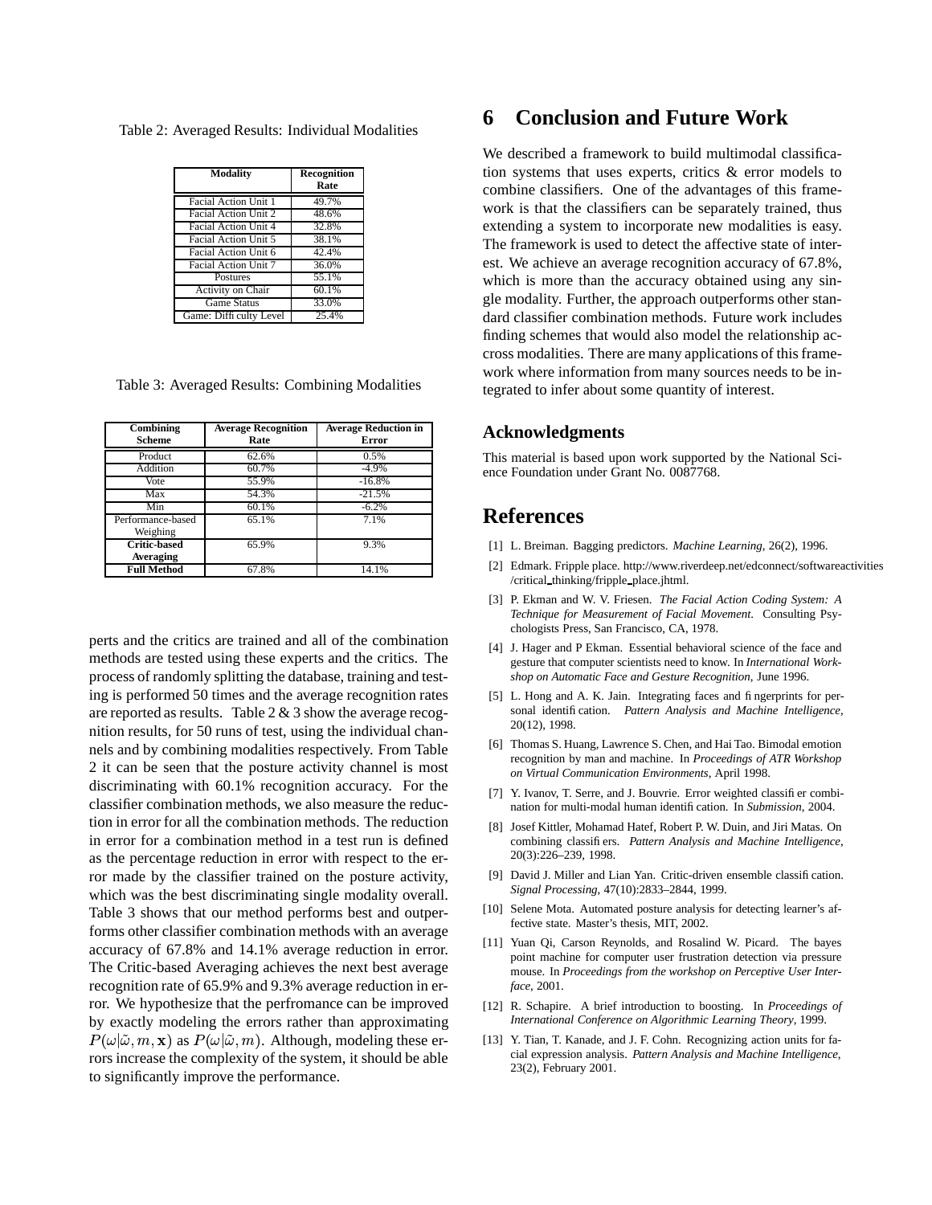Table 2: Averaged Results: Individual Modalities

| Modality | Recognition Rate |
|---|---|
| Facial Action Unit 1 | 49.7% |
| Facial Action Unit 2 | 48.6% |
| Facial Action Unit 4 | 32.8% |
| Facial Action Unit 5 | 38.1% |
| Facial Action Unit 6 | 42.4% |
| Facial Action Unit 7 | 36.0% |
| Postures | 55.1% |
| Activity on Chair | 60.1% |
| Game Status | 33.0% |
| Game: Difficulty Level | 25.4% |

Table 3: Averaged Results: Combining Modalities

| Combining Scheme | Average Recognition Rate | Average Reduction in Error |
|---|---|---|
| Product | 62.6% | 0.5% |
| Addition | 60.7% | -4.9% |
| Vote | 55.9% | -16.8% |
| Max | 54.3% | -21.5% |
| Min | 60.1% | -6.2% |
| Performance-based Weighing | 65.1% | 7.1% |
| **Critic-based Averaging** | 65.9% | 9.3% |
| **Full Method** | 67.8% | 14.1% |

perts and the critics are trained and all of the combination methods are tested using these experts and the critics. The process of randomly splitting the database, training and testing is performed 50 times and the average recognition rates are reported as results. Table 2 & 3 show the average recognition results, for 50 runs of test, using the individual channels and by combining modalities respectively. From Table 2 it can be seen that the posture activity channel is most discriminating with 60.1% recognition accuracy. For the classifier combination methods, we also measure the reduction in error for all the combination methods. The reduction in error for a combination method in a test run is defined as the percentage reduction in error with respect to the error made by the classifier trained on the posture activity, which was the best discriminating single modality overall. Table 3 shows that our method performs best and outperforms other classifier combination methods with an average accuracy of 67.8% and 14.1% average reduction in error. The Critic-based Averaging achieves the next best average recognition rate of 65.9% and 9.3% average reduction in error. We hypothesize that the perfromance can be improved by exactly modeling the errors rather than approximating $P(\omega|\tilde{\omega}, m, \mathbf{x})$ as $P(\omega|\tilde{\omega}, m)$. Although, modeling these errors increase the complexity of the system, it should be able to significantly improve the performance.

# 6 Conclusion and Future Work

We described a framework to build multimodal classification systems that uses experts, critics & error models to combine classifiers. One of the advantages of this framework is that the classifiers can be separately trained, thus extending a system to incorporate new modalities is easy. The framework is used to detect the affective state of interest. We achieve an average recognition accuracy of 67.8%, which is more than the accuracy obtained using any single modality. Further, the approach outperforms other standard classifier combination methods. Future work includes finding schemes that would also model the relationship across modalities. There are many applications of this framework where information from many sources needs to be integrated to infer about some quantity of interest.

## Acknowledgments

This material is based upon work supported by the National Science Foundation under Grant No. 0087768.

# References

[1] L. Breiman. Bagging predictors. *Machine Learning*, 26(2), 1996.

[2] Edmark. Fripple place. http://www.riverdeep.net/edconnect/softwareactivities/critical_thinking/fripple_place.jhtml.

[3] P. Ekman and W. V. Friesen. *The Facial Action Coding System: A Technique for Measurement of Facial Movement*. Consulting Psychologists Press, San Francisco, CA, 1978.

[4] J. Hager and P Ekman. Essential behavioral science of the face and gesture that computer scientists need to know. In *International Workshop on Automatic Face and Gesture Recognition*, June 1996.

[5] L. Hong and A. K. Jain. Integrating faces and fingerprints for personal identification. *Pattern Analysis and Machine Intelligence*, 20(12), 1998.

[6] Thomas S. Huang, Lawrence S. Chen, and Hai Tao. Bimodal emotion recognition by man and machine. In *Proceedings of ATR Workshop on Virtual Communication Environments*, April 1998.

[7] Y. Ivanov, T. Serre, and J. Bouvrie. Error weighted classifier combination for multi-modal human identification. In *Submission*, 2004.

[8] Josef Kittler, Mohamad Hatef, Robert P. W. Duin, and Jiri Matas. On combining classifiers. *Pattern Analysis and Machine Intelligence*, 20(3):226–239, 1998.

[9] David J. Miller and Lian Yan. Critic-driven ensemble classification. *Signal Processing*, 47(10):2833–2844, 1999.

[10] Selene Mota. Automated posture analysis for detecting learner's affective state. Master's thesis, MIT, 2002.

[11] Yuan Qi, Carson Reynolds, and Rosalind W. Picard. The bayes point machine for computer user frustration detection via pressure mouse. In *Proceedings from the workshop on Perceptive User Interface*, 2001.

[12] R. Schapire. A brief introduction to boosting. In *Proceedings of International Conference on Algorithmic Learning Theory*, 1999.

[13] Y. Tian, T. Kanade, and J. F. Cohn. Recognizing action units for facial expression analysis. *Pattern Analysis and Machine Intelligence*, 23(2), February 2001.